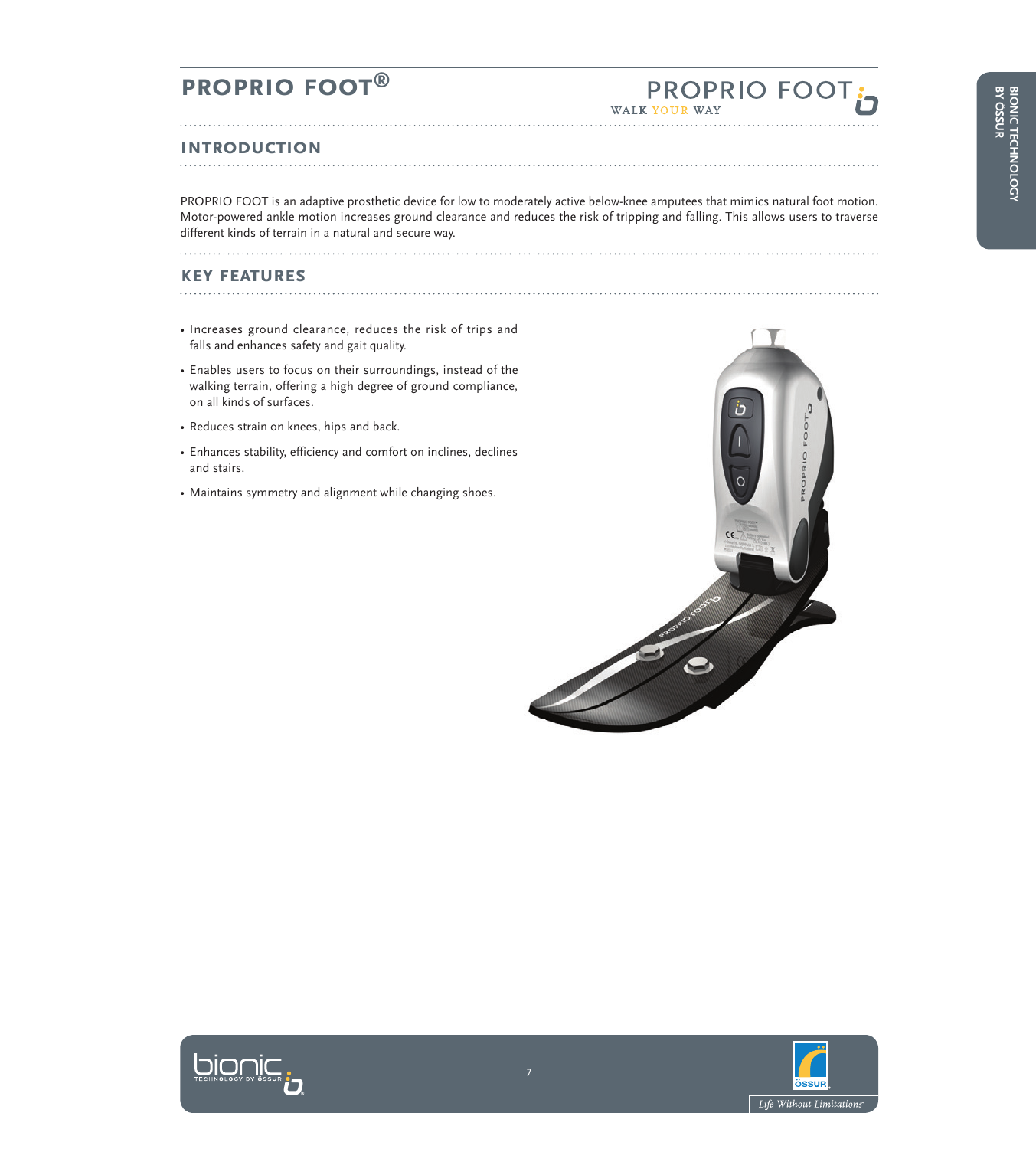# PROPRIO FOOT®

## INTRODUCTION

PROPRIO FOOT is an adaptive prosthetic device for low to moderately active below-knee amputees that mimics natural foot motion. Motor-powered ankle motion increases ground clearance and reduces the risk of tripping and falling. This allows users to traverse different kinds of terrain in a natural and secure way.

## KEY FEATURES

- Increases ground clearance, reduces the risk of trips and falls and enhances safety and gait quality.
- Enables users to focus on their surroundings, instead of the walking terrain, offering a high degree of ground compliance, on all kinds of surfaces.
- Reduces strain on knees, hips and back.
- Enhances stability, efficiency and comfort on inclines, declines and stairs.
- Maintains symmetry and alignment while changing shoes.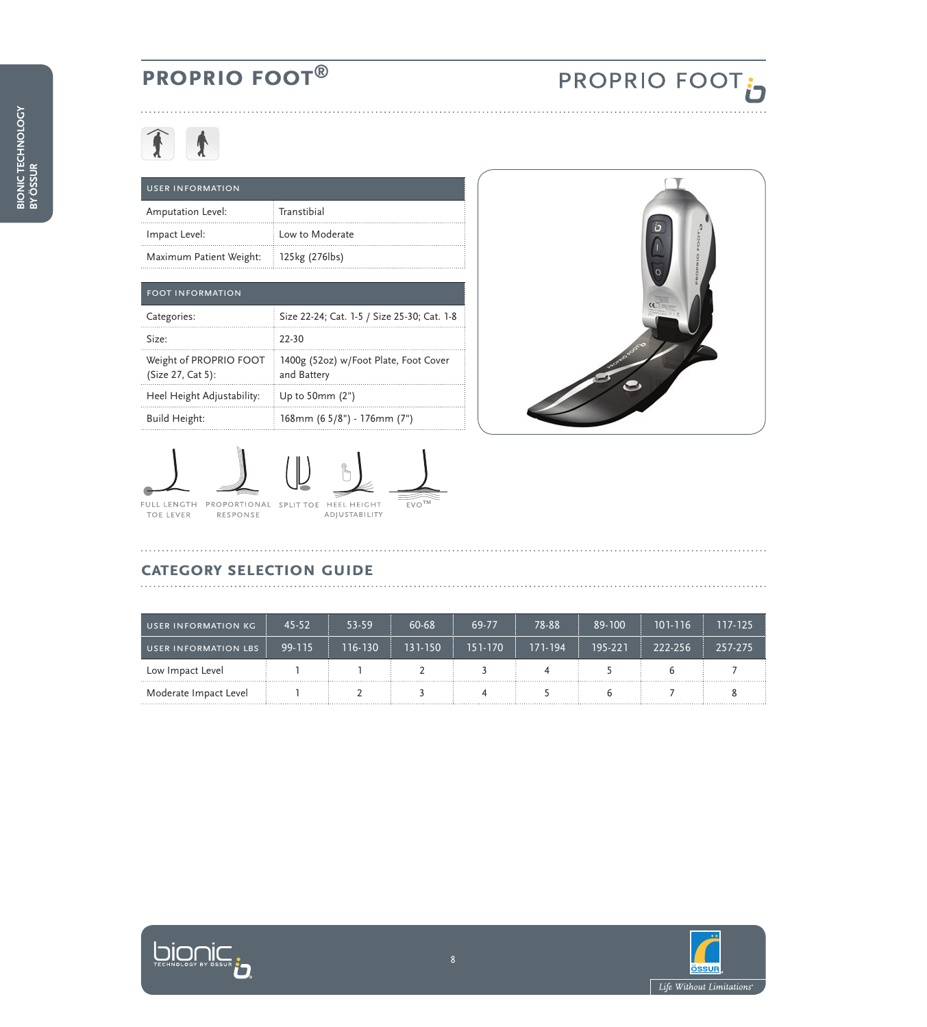## PROPRIO FOOT®

| USER INFORMATION | |
|---|---|
| Amputation Level: | Transtibial |
| Impact Level: | Low to Moderate |
| Maximum Patient Weight: | 125kg (276lbs) |

| FOOT INFORMATION | |
|---|---|
| Categories: | Size 22-24; Cat. 1-5 / Size 25-30; Cat. 1-8 |
| Size: | 22-30 |
| Weight of PROPRIO FOOT (Size 27, Cat 5): | 1400g (52oz) w/Foot Plate, Foot Cover and Battery |
| Heel Height Adjustability: | Up to 50mm (2") |
| Build Height: | 168mm (6 5/8") - 176mm (7") |

FULL LENGTH TOE LEVER · PROPORTIONAL RESPONSE · SPLIT TOE · HEEL HEIGHT ADJUSTABILITY · EVO™

## CATEGORY SELECTION GUIDE

| USER INFORMATION KG | 45-52 | 53-59 | 60-68 | 69-77 | 78-88 | 89-100 | 101-116 | 117-125 |
|---|---|---|---|---|---|---|---|---|
| USER INFORMATION LBS | 99-115 | 116-130 | 131-150 | 151-170 | 171-194 | 195-221 | 222-256 | 257-275 |
| Low Impact Level | 1 | 1 | 2 | 3 | 4 | 5 | 6 | 7 |
| Moderate Impact Level | 1 | 2 | 3 | 4 | 5 | 6 | 7 | 8 |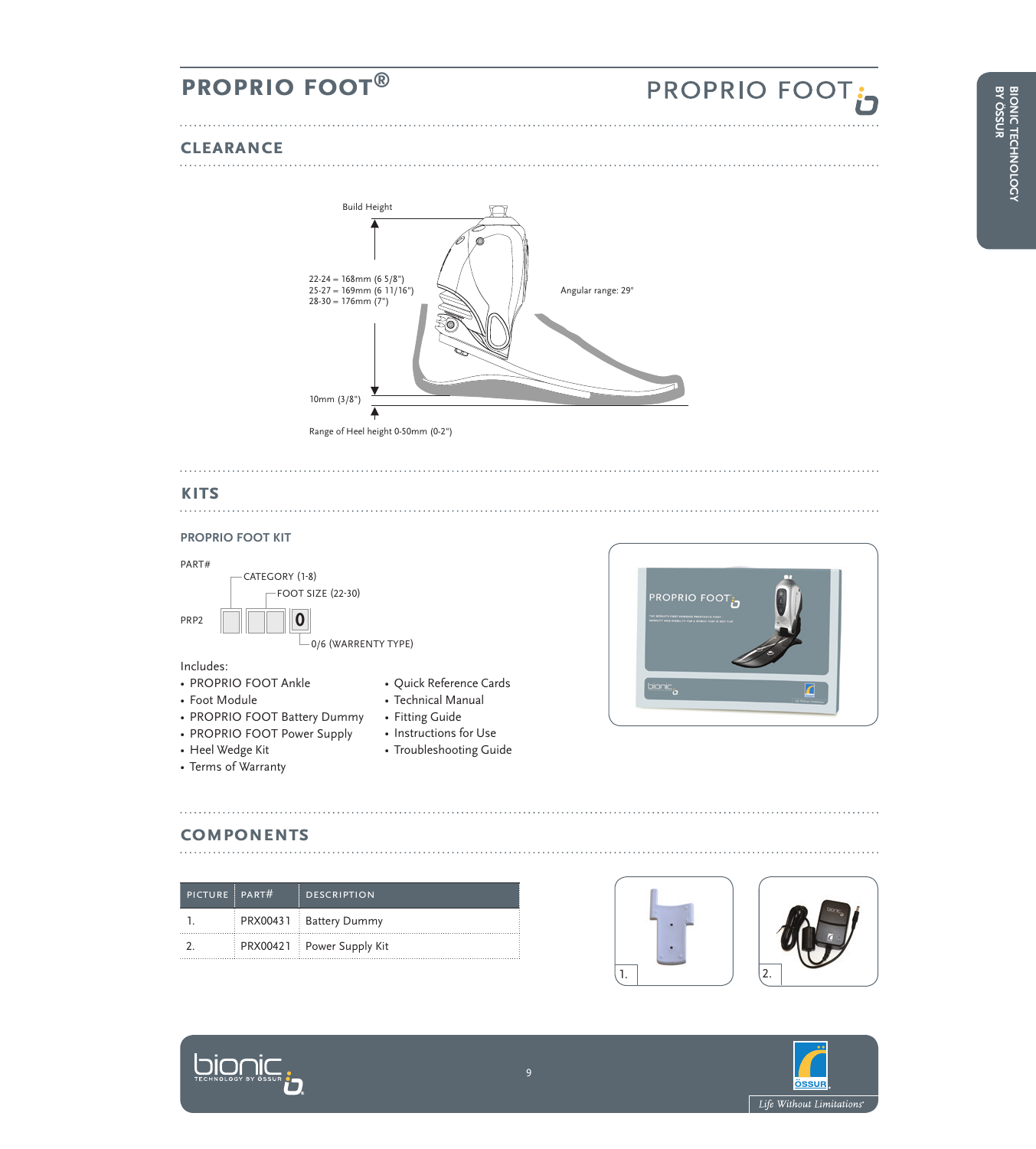# PROPRIO FOOT®

## CLEARANCE

Build Height

22-24 = 168mm (6 5/8")
25-27 = 169mm (6 11/16")
28-30 = 176mm (7")

Angular range: 29°

10mm (3/8")

Range of Heel height 0-50mm (0-2")

## KITS

### PROPRIO FOOT KIT

PART#

CATEGORY (1-8)

FOOT SIZE (22-30)

PRP2 [ ] [ ][ ] [0]

0/6 (WARRENTY TYPE)

Includes:

- PROPRIO FOOT Ankle
- Foot Module
- PROPRIO FOOT Battery Dummy
- PROPRIO FOOT Power Supply
- Heel Wedge Kit
- Terms of Warranty
- Quick Reference Cards
- Technical Manual
- Fitting Guide
- Instructions for Use
- Troubleshooting Guide

## COMPONENTS

| PICTURE | PART# | DESCRIPTION |
|---|---|---|
| 1. | PRX00431 | Battery Dummy |
| 2. | PRX00421 | Power Supply Kit |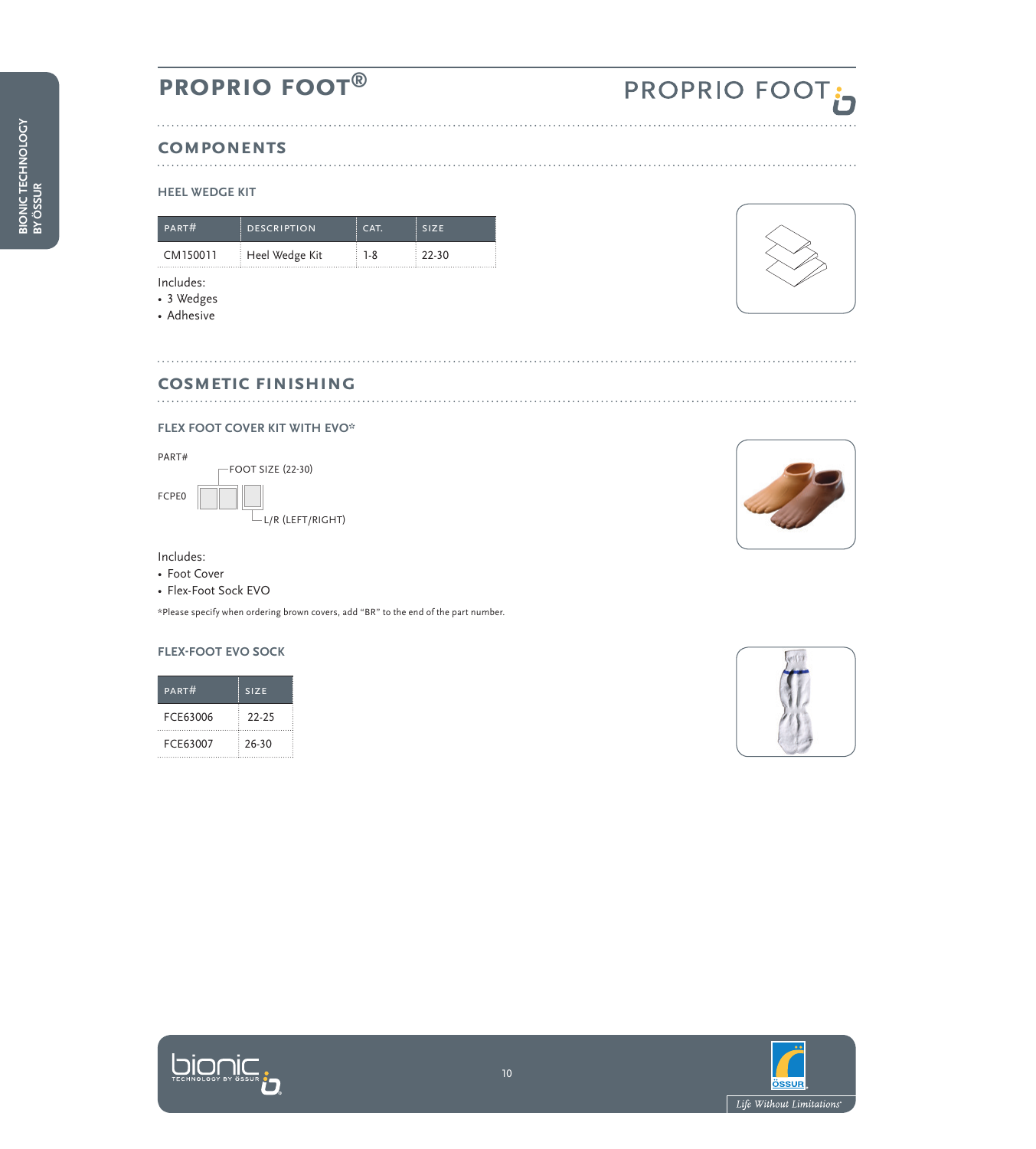# PROPRIO FOOT®

## COMPONENTS

### HEEL WEDGE KIT

| PART# | DESCRIPTION | CAT. | SIZE |
|---|---|---|---|
| CM150011 | Heel Wedge Kit | 1-8 | 22-30 |

Includes:
- 3 Wedges
- Adhesive

## COSMETIC FINISHING

### FLEX FOOT COVER KIT WITH EVO*

PART#

FCPE0 [ ][ ] [ ]

FOOT SIZE (22-30)

L/R (LEFT/RIGHT)

Includes:
- Foot Cover
- Flex-Foot Sock EVO

*Please specify when ordering brown covers, add "BR" to the end of the part number.

### FLEX-FOOT EVO SOCK

| PART# | SIZE |
|---|---|
| FCE63006 | 22-25 |
| FCE63007 | 26-30 |